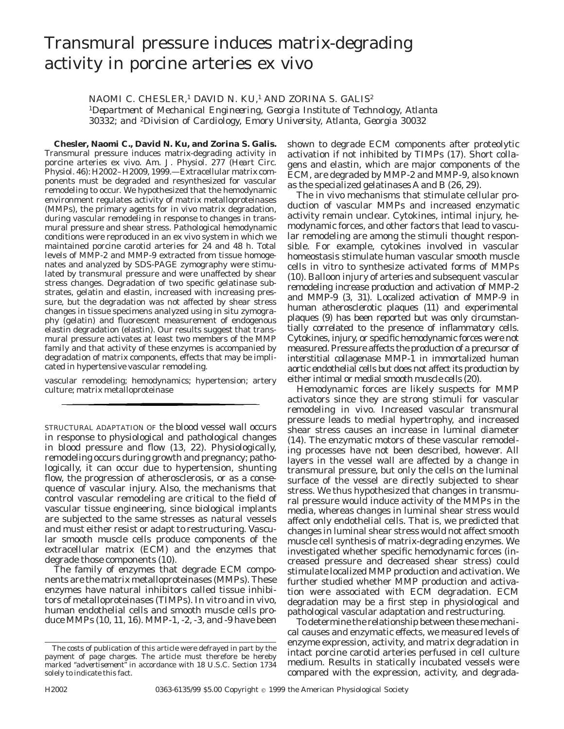# Transmural pressure induces matrix-degrading activity in porcine arteries ex vivo

NAOMI C. CHESLER,[1] DAVID N. KU,[1] AND ZORINA S. GALIS[2]

[1]*Department of Mechanical Engineering, Georgia Institute of Technology, Atlanta 30332; and* [2]*Division of Cardiology, Emory University, Atlanta, Georgia 30032*

**Chesler, Naomi C., David N. Ku, and Zorina S. Galis.** Transmural pressure induces matrix-degrading activity in porcine arteries ex vivo. *Am. J. Physiol.* 277 (*Heart Circ. Physiol.* 46): H2002–H2009, 1999.—Extracellular matrix components must be degraded and resynthesized for vascular remodeling to occur. We hypothesized that the hemodynamic environment regulates activity of matrix metalloproteinases (MMPs), the primary agents for in vivo matrix degradation, during vascular remodeling in response to changes in transmural pressure and shear stress. Pathological hemodynamic conditions were reproduced in an ex vivo system in which we maintained porcine carotid arteries for 24 and 48 h. Total levels of MMP-2 and MMP-9 extracted from tissue homogenates and analyzed by SDS-PAGE zymography were stimulated by transmural pressure and were unaffected by shear stress changes. Degradation of two specific gelatinase substrates, gelatin and elastin, increased with increasing pressure, but the degradation was not affected by shear stress changes in tissue specimens analyzed using in situ zymography (gelatin) and fluorescent measurement of endogenous elastin degradation (elastin). Our results suggest that transmural pressure activates at least two members of the MMP family and that activity of these enzymes is accompanied by degradation of matrix components, effects that may be implicated in hypertensive vascular remodeling.

vascular remodeling; hemodynamics; hypertension; artery culture; matrix metalloproteinase

STRUCTURAL ADAPTATION OF the blood vessel wall occurs in response to physiological and pathological changes in blood pressure and flow (13, 22). Physiologically, remodeling occurs during growth and pregnancy; pathologically, it can occur due to hypertension, shunting flow, the progression of atherosclerosis, or as a consequence of vascular injury. Also, the mechanisms that control vascular remodeling are critical to the field of vascular tissue engineering, since biological implants are subjected to the same stresses as natural vessels and must either resist or adapt to restructuring. Vascular smooth muscle cells produce components of the extracellular matrix (ECM) and the enzymes that degrade those components (10).

The family of enzymes that degrade ECM components are the matrix metalloproteinases (MMPs). These enzymes have natural inhibitors called tissue inhibitors of metalloproteinases (TIMPs). In vitro and in vivo, human endothelial cells and smooth muscle cells produce MMPs (10, 11, 16). MMP-1, -2, -3, and -9 have been shown to degrade ECM components after proteolytic activation if not inhibited by TIMPs (17). Short collagens and elastin, which are major components of the ECM, are degraded by MMP-2 and MMP-9, also known as the specialized gelatinases A and B (26, 29).

The in vivo mechanisms that stimulate cellular production of vascular MMPs and increased enzymatic activity remain unclear. Cytokines, intimal injury, hemodynamic forces, and other factors that lead to vascular remodeling are among the stimuli thought responsible. For example, cytokines involved in vascular homeostasis stimulate human vascular smooth muscle cells in vitro to synthesize activated forms of MMPs (10). Balloon injury of arteries and subsequent vascular remodeling increase production and activation of MMP-2 and MMP-9 (3, 31). Localized activation of MMP-9 in human atherosclerotic plaques (11) and experimental plaques (9) has been reported but was only circumstantially correlated to the presence of inflammatory cells. Cytokines, injury, or specific hemodynamic forces were not measured. Pressure affects the production of a precursor of interstitial collagenase MMP-1 in immortalized human aortic endothelial cells but does not affect its production by either intimal or medial smooth muscle cells (20).

Hemodynamic forces are likely suspects for MMP activators since they are strong stimuli for vascular remodeling in vivo. Increased vascular transmural pressure leads to medial hypertrophy, and increased shear stress causes an increase in luminal diameter (14). The enzymatic motors of these vascular remodeling processes have not been described, however. All layers in the vessel wall are affected by a change in transmural pressure, but only the cells on the luminal surface of the vessel are directly subjected to shear stress. We thus hypothesized that changes in transmural pressure would induce activity of the MMPs in the media, whereas changes in luminal shear stress would affect only endothelial cells. That is, we predicted that changes in luminal shear stress would not affect smooth muscle cell synthesis of matrix-degrading enzymes. We investigated whether specific hemodynamic forces (increased pressure and decreased shear stress) could stimulate localized MMP production and activation. We further studied whether MMP production and activation were associated with ECM degradation. ECM degradation may be a first step in physiological and pathological vascular adaptation and restructuring.

To determine the relationship between these mechanical causes and enzymatic effects, we measured levels of enzyme expression, activity, and matrix degradation in intact porcine carotid arteries perfused in cell culture medium. Results in statically incubated vessels were compared with the expression, activity, and degrada-

The costs of publication of this article were defrayed in part by the payment of page charges. The article must therefore be hereby marked "advertisement" in accordance with 18 U.S.C. Section 1734 solely to indicate this fact.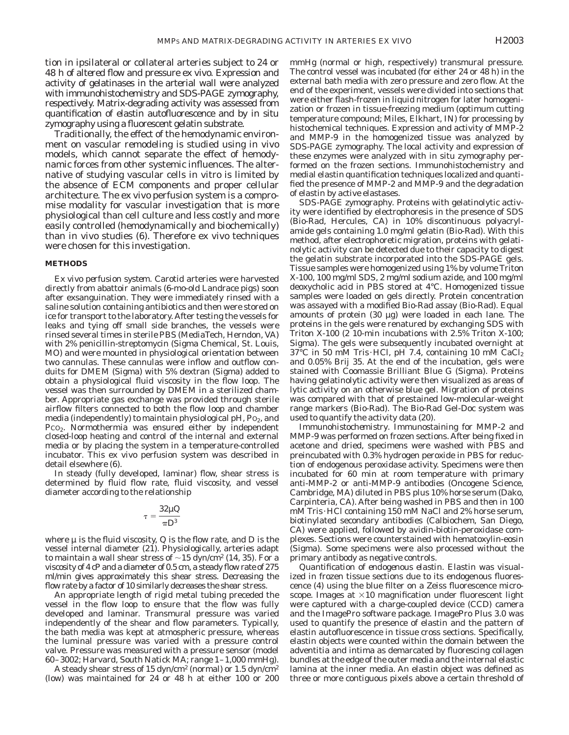tion in ipsilateral or collateral arteries subject to 24 or 48 h of altered flow and pressure ex vivo. Expression and activity of gelatinases in the arterial wall were analyzed with immunohistochemistry and SDS-PAGE zymography, respectively. Matrix-degrading activity was assessed from quantification of elastin autofluorescence and by in situ zymography using a fluorescent gelatin substrate.

Traditionally, the effect of the hemodynamic environment on vascular remodeling is studied using in vivo models, which cannot separate the effect of hemodynamic forces from other systemic influences. The alternative of studying vascular cells in vitro is limited by the absence of ECM components and proper cellular architecture. The ex vivo perfusion system is a compromise modality for vascular investigation that is more physiological than cell culture and less costly and more easily controlled (hemodynamically and biochemically) than in vivo studies (6). Therefore ex vivo techniques were chosen for this investigation.

## METHODS

*Ex vivo perfusion system.* Carotid arteries were harvested directly from abattoir animals (6-mo-old Landrace pigs) soon after exsanguination. They were immediately rinsed with a saline solution containing antibiotics and then were stored on ice for transport to the laboratory. After testing the vessels for leaks and tying off small side branches, the vessels were rinsed several times in sterile PBS (MediaTech, Herndon, VA) with 2% penicillin-streptomycin (Sigma Chemical, St. Louis, MO) and were mounted in physiological orientation between two cannulas. These cannulas were inflow and outflow conduits for DMEM (Sigma) with 5% dextran (Sigma) added to obtain a physiological fluid viscosity in the flow loop. The vessel was then surrounded by DMEM in a sterilized chamber. Appropriate gas exchange was provided through sterile airflow filters connected to both the flow loop and chamber media (independently) to maintain physiological pH, $P_{O_2}$, and $P_{CO_2}$. Normothermia was ensured either by independent closed-loop heating and control of the internal and external media or by placing the system in a temperature-controlled incubator. This ex vivo perfusion system was described in detail elsewhere (6).

In steady (fully developed, laminar) flow, shear stress is determined by fluid flow rate, fluid viscosity, and vessel diameter according to the relationship

$$\tau = \frac{32\mu Q}{\pi D^3}$$

where $\mu$ is the fluid viscosity, $Q$ is the flow rate, and $D$ is the vessel internal diameter (21). Physiologically, arteries adapt to maintain a wall shear stress of ~15 dyn/cm$^2$ (14, 35). For a viscosity of 4 cP and a diameter of 0.5 cm, a steady flow rate of 275 ml/min gives approximately this shear stress. Decreasing the flow rate by a factor of 10 similarly decreases the shear stress.

An appropriate length of rigid metal tubing preceded the vessel in the flow loop to ensure that the flow was fully developed and laminar. Transmural pressure was varied independently of the shear and flow parameters. Typically, the bath media was kept at atmospheric pressure, whereas the luminal pressure was varied with a pressure control valve. Pressure was measured with a pressure sensor (model 60–3002; Harvard, South Natick MA; range 1–1,000 mmHg).

A steady shear stress of 15 dyn/cm$^2$ (normal) or 1.5 dyn/cm$^2$ (low) was maintained for 24 or 48 h at either 100 or 200 mmHg (normal or high, respectively) transmural pressure. The control vessel was incubated (for either 24 or 48 h) in the external bath media with zero pressure and zero flow. At the end of the experiment, vessels were divided into sections that were either flash-frozen in liquid nitrogen for later homogenization or frozen in tissue-freezing medium (optimum cutting temperature compound; Miles, Elkhart, IN) for processing by histochemical techniques. Expression and activity of MMP-2 and MMP-9 in the homogenized tissue was analyzed by SDS-PAGE zymography. The local activity and expression of these enzymes were analyzed with in situ zymography performed on the frozen sections. Immunohistochemistry and medial elastin quantification techniques localized and quantified the presence of MMP-2 and MMP-9 and the degradation of elastin by active elastases.

*SDS-PAGE zymography.* Proteins with gelatinolytic activity were identified by electrophoresis in the presence of SDS (Bio-Rad, Hercules, CA) in 10% discontinuous polyacrylamide gels containing 1.0 mg/ml gelatin (Bio-Rad). With this method, after electrophoretic migration, proteins with gelatinolytic activity can be detected due to their capacity to digest the gelatin substrate incorporated into the SDS-PAGE gels. Tissue samples were homogenized using 1% by volume Triton X-100, 100 mg/ml SDS, 2 mg/ml sodium azide, and 100 mg/ml deoxycholic acid in PBS stored at 4°C. Homogenized tissue samples were loaded on gels directly. Protein concentration was assayed with a modified Bio-Rad assay (Bio-Rad). Equal amounts of protein (30 µg) were loaded in each lane. The proteins in the gels were renatured by exchanging SDS with Triton X-100 (2 10-min incubations with 2.5% Triton X-100; Sigma). The gels were subsequently incubated overnight at 37°C in 50 mM Tris·HCl, pH 7.4, containing 10 mM $CaCl_2$ and 0.05% Brij 35. At the end of the incubation, gels were stained with Coomassie Brilliant Blue G (Sigma). Proteins having gelatinolytic activity were then visualized as areas of lytic activity on an otherwise blue gel. Migration of proteins was compared with that of prestained low-molecular-weight range markers (Bio-Rad). The Bio-Rad Gel-Doc system was used to quantify the activity data (20).

*Immunohistochemistry.* Immunostaining for MMP-2 and MMP-9 was performed on frozen sections. After being fixed in acetone and dried, specimens were washed with PBS and preincubated with 0.3% hydrogen peroxide in PBS for reduction of endogenous peroxidase activity. Specimens were then incubated for 60 min at room temperature with primary anti-MMP-2 or anti-MMP-9 antibodies (Oncogene Science, Cambridge, MA) diluted in PBS plus 10% horse serum (Dako, Carpinteria, CA). After being washed in PBS and then in 100 mM Tris·HCl containing 150 mM NaCl and 2% horse serum, biotinylated secondary antibodies (Calbiochem, San Diego, CA) were applied, followed by avidin-biotin-peroxidase complexes. Sections were counterstained with hematoxylin-eosin (Sigma). Some specimens were also processed without the primary antibody as negative controls.

*Quantification of endogenous elastin.* Elastin was visualized in frozen tissue sections due to its endogenous fluorescence (4) using the blue filter on a Zeiss fluorescence microscope. Images at ×10 magnification under fluorescent light were captured with a charge-coupled device (CCD) camera and the ImagePro software package. ImagePro Plus 3.0 was used to quantify the presence of elastin and the pattern of elastin autofluorescence in tissue cross sections. Specifically, elastin objects were counted within the domain between the adventitia and intima as demarcated by fluorescing collagen bundles at the edge of the outer media and the internal elastic lamina at the inner media. An elastin object was defined as three or more contiguous pixels above a certain threshold of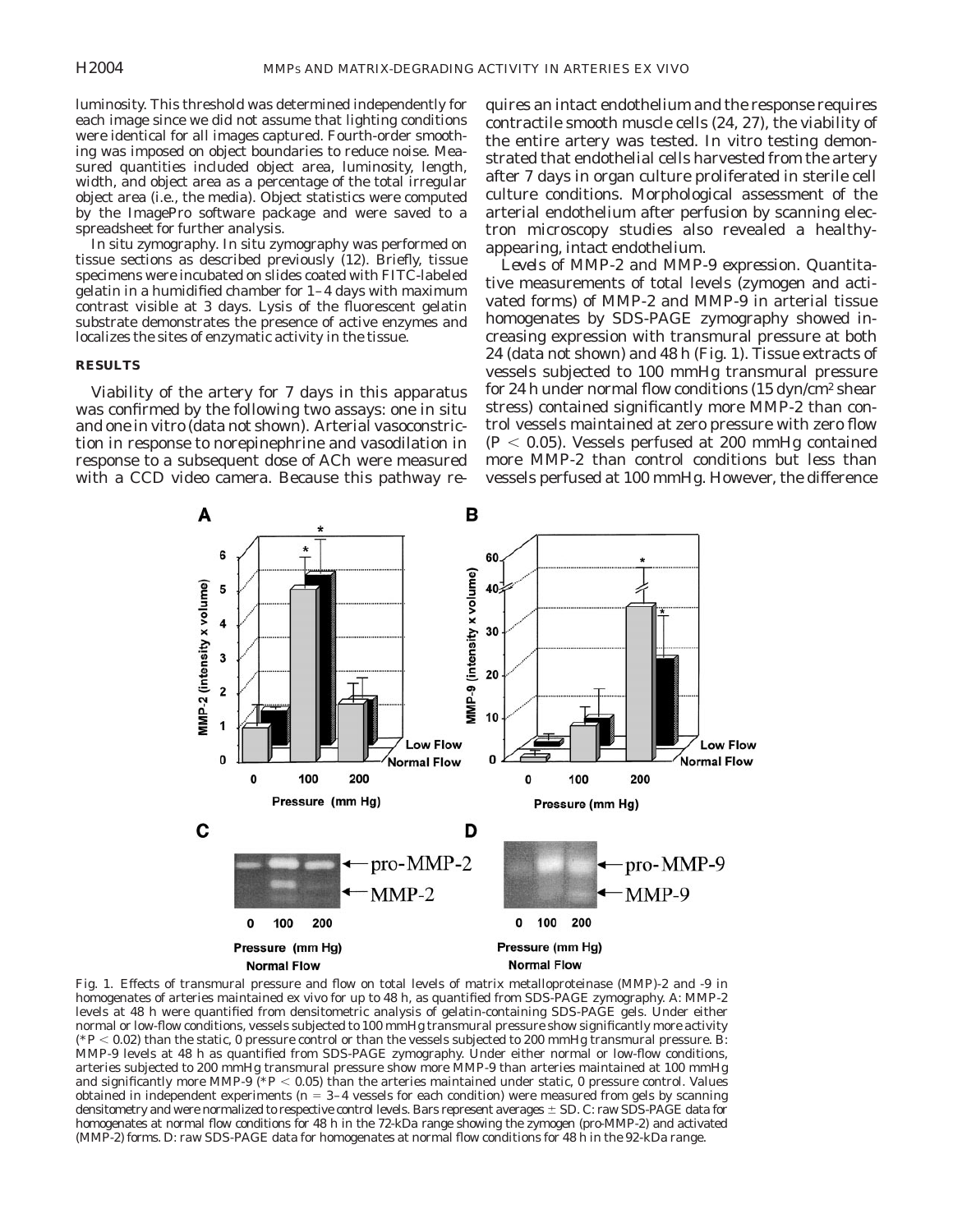luminosity. This threshold was determined independently for each image since we did not assume that lighting conditions were identical for all images captured. Fourth-order smoothing was imposed on object boundaries to reduce noise. Measured quantities included object area, luminosity, length, width, and object area as a percentage of the total irregular object area (i.e., the media). Object statistics were computed by the ImagePro software package and were saved to a spreadsheet for further analysis.

*In situ zymography.* In situ zymography was performed on tissue sections as described previously (12). Briefly, tissue specimens were incubated on slides coated with FITC-labeled gelatin in a humidified chamber for 1–4 days with maximum contrast visible at 3 days. Lysis of the fluorescent gelatin substrate demonstrates the presence of active enzymes and localizes the sites of enzymatic activity in the tissue.

## RESULTS

Viability of the artery for 7 days in this apparatus was confirmed by the following two assays: one in situ and one in vitro (data not shown). Arterial vasoconstriction in response to norepinephrine and vasodilation in response to a subsequent dose of ACh were measured with a CCD video camera. Because this pathway requires an intact endothelium and the response requires contractile smooth muscle cells (24, 27), the viability of the entire artery was tested. In vitro testing demonstrated that endothelial cells harvested from the artery after 7 days in organ culture proliferated in sterile cell culture conditions. Morphological assessment of the arterial endothelium after perfusion by scanning electron microscopy studies also revealed a healthy-appearing, intact endothelium.

*Levels of MMP-2 and MMP-9 expression.* Quantitative measurements of total levels (zymogen and activated forms) of MMP-2 and MMP-9 in arterial tissue homogenates by SDS-PAGE zymography showed increasing expression with transmural pressure at both 24 (data not shown) and 48 h (Fig. 1). Tissue extracts of vessels subjected to 100 mmHg transmural pressure for 24 h under normal flow conditions (15 dyn/cm$^2$ shear stress) contained significantly more MMP-2 than control vessels maintained at zero pressure with zero flow ($P < 0.05$). Vessels perfused at 200 mmHg contained more MMP-2 than control conditions but less than vessels perfused at 100 mmHg. However, the difference

Fig. 1. Effects of transmural pressure and flow on total levels of matrix metalloproteinase (MMP)-2 and -9 in homogenates of arteries maintained ex vivo for up to 48 h, as quantified from SDS-PAGE zymography. *A*: MMP-2 levels at 48 h were quantified from densitometric analysis of gelatin-containing SDS-PAGE gels. Under either normal or low-flow conditions, vessels subjected to 100 mmHg transmural pressure show significantly more activity (*$P < 0.02$) than the static, 0 pressure control or than the vessels subjected to 200 mmHg transmural pressure. *B*: MMP-9 levels at 48 h as quantified from SDS-PAGE zymography. Under either normal or low-flow conditions, arteries subjected to 200 mmHg transmural pressure show more MMP-9 than arteries maintained at 100 mmHg and significantly more MMP-9 (*$P < 0.05$) than the arteries maintained under static, 0 pressure control. Values obtained in independent experiments ($n$ = 3–4 vessels for each condition) were measured from gels by scanning densitometry and were normalized to respective control levels. Bars represent averages ± SD. *C*: raw SDS-PAGE data for homogenates at normal flow conditions for 48 h in the 72-kDa range showing the zymogen (pro-MMP-2) and activated (MMP-2) forms. *D*: raw SDS-PAGE data for homogenates at normal flow conditions for 48 h in the 92-kDa range.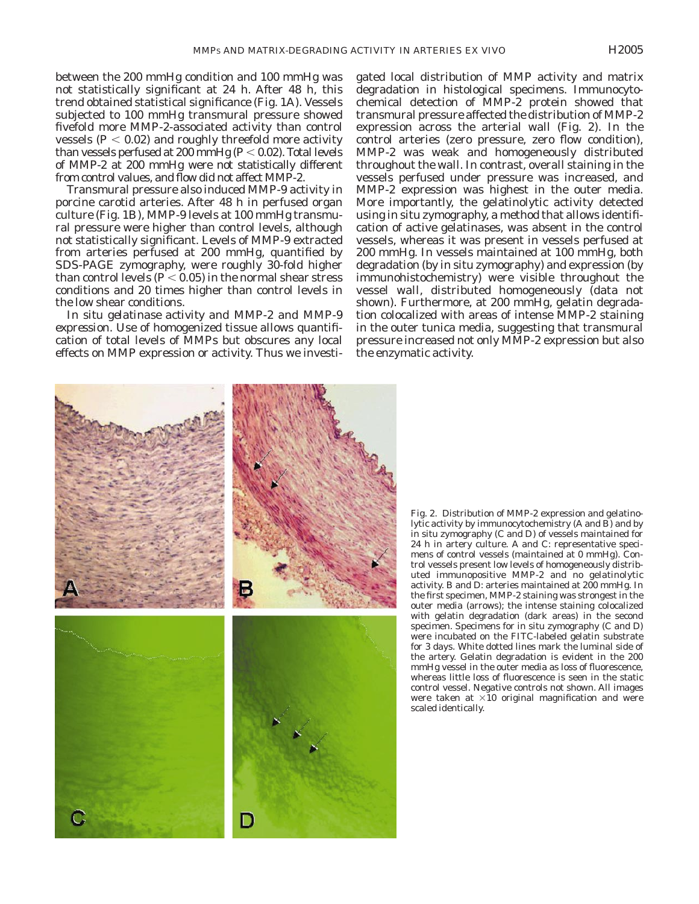between the 200 mmHg condition and 100 mmHg was not statistically significant at 24 h. After 48 h, this trend obtained statistical significance (Fig. 1*A*). Vessels subjected to 100 mmHg transmural pressure showed fivefold more MMP-2-associated activity than control vessels ($P < 0.02$) and roughly threefold more activity than vessels perfused at 200 mmHg ($P < 0.02$). Total levels of MMP-2 at 200 mmHg were not statistically different from control values, and flow did not affect MMP-2.

*Transmural pressure also induced MMP-9 activity in porcine carotid arteries.* After 48 h in perfused organ culture (Fig. 1*B*), MMP-9 levels at 100 mmHg transmural pressure were higher than control levels, although not statistically significant. Levels of MMP-9 extracted from arteries perfused at 200 mmHg, quantified by SDS-PAGE zymography, were roughly 30-fold higher than control levels ($P < 0.05$) in the normal shear stress conditions and 20 times higher than control levels in the low shear conditions.

*In situ gelatinase activity and MMP-2 and MMP-9 expression.* Use of homogenized tissue allows quantification of total levels of MMPs but obscures any local effects on MMP expression or activity. Thus we investigated local distribution of MMP activity and matrix degradation in histological specimens. Immunocytochemical detection of MMP-2 protein showed that transmural pressure affected the distribution of MMP-2 expression across the arterial wall (Fig. 2). In the control arteries (zero pressure, zero flow condition), MMP-2 was weak and homogeneously distributed throughout the wall. In contrast, overall staining in the vessels perfused under pressure was increased, and MMP-2 expression was highest in the outer media. More importantly, the gelatinolytic activity detected using in situ zymography, a method that allows identification of active gelatinases, was absent in the control vessels, whereas it was present in vessels perfused at 200 mmHg. In vessels maintained at 100 mmHg, both degradation (by in situ zymography) and expression (by immunohistochemistry) were visible throughout the vessel wall, distributed homogeneously (data not shown). Furthermore, at 200 mmHg, gelatin degradation colocalized with areas of intense MMP-2 staining in the outer tunica media, suggesting that transmural pressure increased not only MMP-2 expression but also the enzymatic activity.

Fig. 2. Distribution of MMP-2 expression and gelatinolytic activity by immunocytochemistry (*A* and *B*) and by in situ zymography (*C* and *D*) of vessels maintained for 24 h in artery culture. *A* and *C*: representative specimens of control vessels (maintained at 0 mmHg). Control vessels present low levels of homogeneously distributed immunopositive MMP-2 and no gelatinolytic activity. *B* and *D*: arteries maintained at 200 mmHg. In the first specimen, MMP-2 staining was strongest in the outer media (arrows); the intense staining colocalized with gelatin degradation (dark areas) in the second specimen. Specimens for in situ zymography (*C* and *D*) were incubated on the FITC-labeled gelatin substrate for 3 days. White dotted lines mark the luminal side of the artery. Gelatin degradation is evident in the 200 mmHg vessel in the outer media as loss of fluorescence, whereas little loss of fluorescence is seen in the static control vessel. Negative controls not shown. All images were taken at ×10 original magnification and were scaled identically.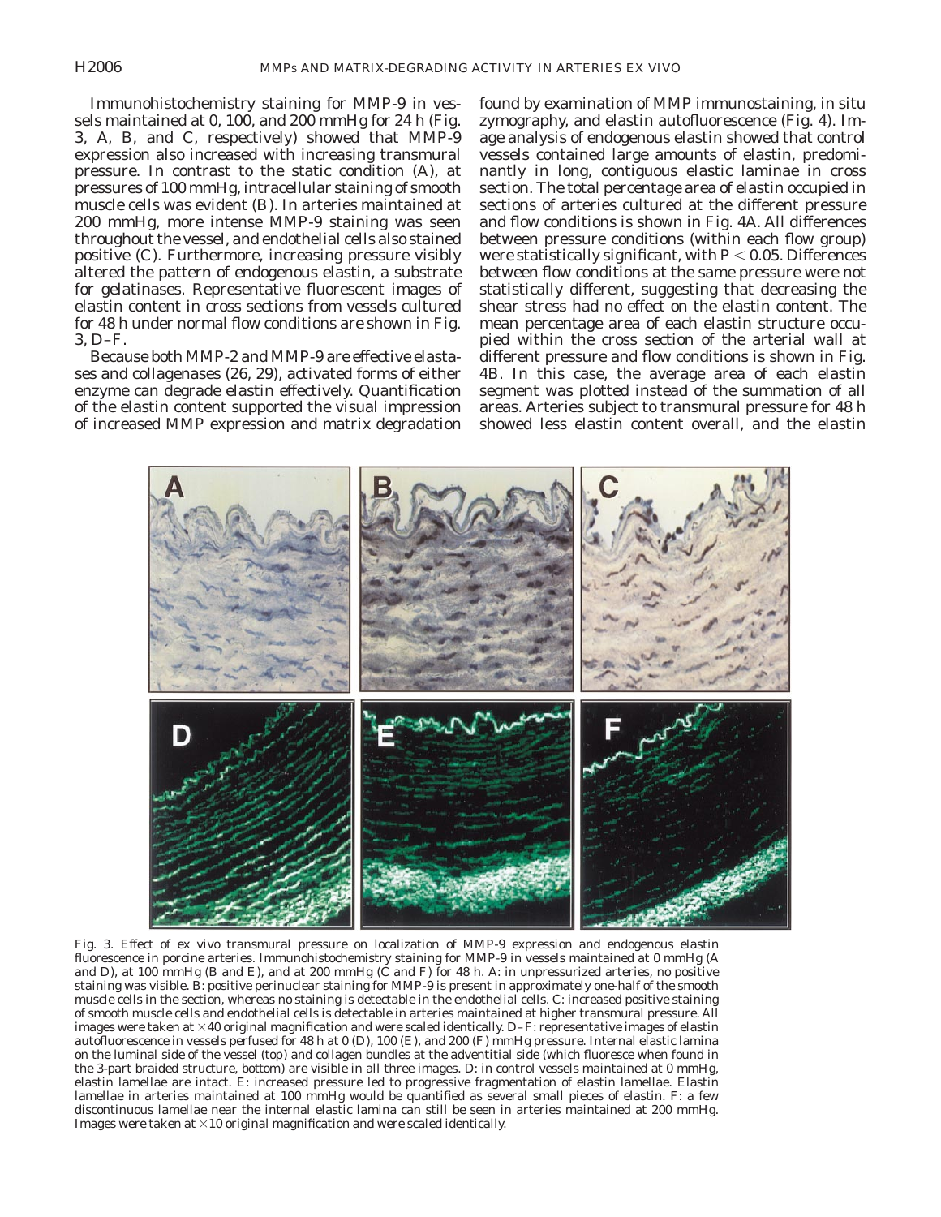Immunohistochemistry staining for MMP-9 in vessels maintained at 0, 100, and 200 mmHg for 24 h (Fig. 3, A, B, and C, respectively) showed that MMP-9 expression also increased with increasing transmural pressure. In contrast to the static condition (A), at pressures of 100 mmHg, intracellular staining of smooth muscle cells was evident (B). In arteries maintained at 200 mmHg, more intense MMP-9 staining was seen throughout the vessel, and endothelial cells also stained positive (C). Furthermore, increasing pressure visibly altered the pattern of endogenous elastin, a substrate for gelatinases. Representative fluorescent images of elastin content in cross sections from vessels cultured for 48 h under normal flow conditions are shown in Fig. 3, D–F.

Because both MMP-2 and MMP-9 are effective elastases and collagenases (26, 29), activated forms of either enzyme can degrade elastin effectively. Quantification of the elastin content supported the visual impression of increased MMP expression and matrix degradation found by examination of MMP immunostaining, in situ zymography, and elastin autofluorescence (Fig. 4). Image analysis of endogenous elastin showed that control vessels contained large amounts of elastin, predominantly in long, contiguous elastic laminae in cross section. The total percentage area of elastin occupied in sections of arteries cultured at the different pressure and flow conditions is shown in Fig. 4A. All differences between pressure conditions (within each flow group) were statistically significant, with $P < 0.05$. Differences between flow conditions at the same pressure were not statistically different, suggesting that decreasing the shear stress had no effect on the elastin content. The mean percentage area of each elastin structure occupied within the cross section of the arterial wall at different pressure and flow conditions is shown in Fig. 4B. In this case, the average area of each elastin segment was plotted instead of the summation of all areas. Arteries subject to transmural pressure for 48 h showed less elastin content overall, and the elastin

Fig. 3. Effect of ex vivo transmural pressure on localization of MMP-9 expression and endogenous elastin fluorescence in porcine arteries. Immunohistochemistry staining for MMP-9 in vessels maintained at 0 mmHg (A and D), at 100 mmHg (B and E), and at 200 mmHg (C and F) for 48 h. A: in unpressurized arteries, no positive staining was visible. B: positive perinuclear staining for MMP-9 is present in approximately one-half of the smooth muscle cells in the section, whereas no staining is detectable in the endothelial cells. C: increased positive staining of smooth muscle cells and endothelial cells is detectable in arteries maintained at higher transmural pressure. All images were taken at ×40 original magnification and were scaled identically. D–F: representative images of elastin autofluorescence in vessels perfused for 48 h at 0 (D), 100 (E), and 200 (F) mmHg pressure. Internal elastic lamina on the luminal side of the vessel (top) and collagen bundles at the adventitial side (which fluoresce when found in the 3-part braided structure, bottom) are visible in all three images. D: in control vessels maintained at 0 mmHg, elastin lamellae are intact. E: increased pressure led to progressive fragmentation of elastin lamellae. Elastin lamellae in arteries maintained at 100 mmHg would be quantified as several small pieces of elastin. F: a few discontinuous lamellae near the internal elastic lamina can still be seen in arteries maintained at 200 mmHg. Images were taken at ×10 original magnification and were scaled identically.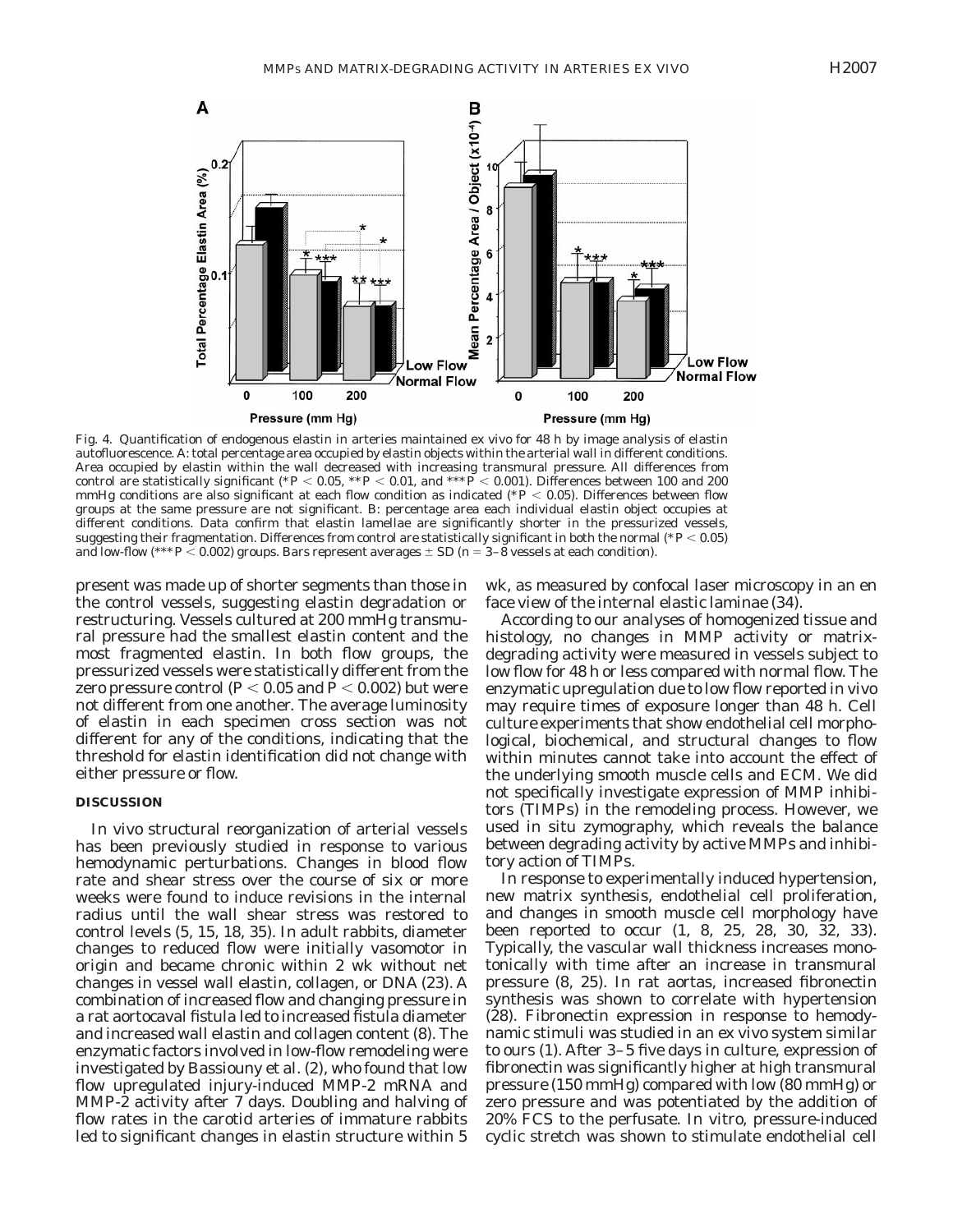Fig. 4. Quantification of endogenous elastin in arteries maintained ex vivo for 48 h by image analysis of elastin autofluorescence. A: total percentage area occupied by elastin objects within the arterial wall in different conditions. Area occupied by elastin within the wall decreased with increasing transmural pressure. All differences from control are statistically significant (* $P < 0.05$, ** $P < 0.01$, and *** $P < 0.001$). Differences between 100 and 200 mmHg conditions are also significant at each flow condition as indicated (* $P < 0.05$). Differences between flow groups at the same pressure are not significant. B: percentage area each individual elastin object occupies at different conditions. Data confirm that elastin lamellae are significantly shorter in the pressurized vessels, suggesting their fragmentation. Differences from control are statistically significant in both the normal (* $P < 0.05$) and low-flow (*** $P < 0.002$) groups. Bars represent averages ± SD ($n$ = 3–8 vessels at each condition).

present was made up of shorter segments than those in the control vessels, suggesting elastin degradation or restructuring. Vessels cultured at 200 mmHg transmural pressure had the smallest elastin content and the most fragmented elastin. In both flow groups, the pressurized vessels were statistically different from the zero pressure control ($P < 0.05$ and $P < 0.002$) but were not different from one another. The average luminosity of elastin in each specimen cross section was not different for any of the conditions, indicating that the threshold for elastin identification did not change with either pressure or flow.

## DISCUSSION

In vivo structural reorganization of arterial vessels has been previously studied in response to various hemodynamic perturbations. Changes in blood flow rate and shear stress over the course of six or more weeks were found to induce revisions in the internal radius until the wall shear stress was restored to control levels (5, 15, 18, 35). In adult rabbits, diameter changes to reduced flow were initially vasomotor in origin and became chronic within 2 wk without net changes in vessel wall elastin, collagen, or DNA (23). A combination of increased flow and changing pressure in a rat aortocaval fistula led to increased fistula diameter and increased wall elastin and collagen content (8). The enzymatic factors involved in low-flow remodeling were investigated by Bassiouny et al. (2), who found that low flow upregulated injury-induced MMP-2 mRNA and MMP-2 activity after 7 days. Doubling and halving of flow rates in the carotid arteries of immature rabbits led to significant changes in elastin structure within 5 wk, as measured by confocal laser microscopy in an en face view of the internal elastic laminae (34).

According to our analyses of homogenized tissue and histology, no changes in MMP activity or matrix-degrading activity were measured in vessels subject to low flow for 48 h or less compared with normal flow. The enzymatic upregulation due to low flow reported in vivo may require times of exposure longer than 48 h. Cell culture experiments that show endothelial cell morphological, biochemical, and structural changes to flow within minutes cannot take into account the effect of the underlying smooth muscle cells and ECM. We did not specifically investigate expression of MMP inhibitors (TIMPs) in the remodeling process. However, we used in situ zymography, which reveals the balance between degrading activity by active MMPs and inhibitory action of TIMPs.

In response to experimentally induced hypertension, new matrix synthesis, endothelial cell proliferation, and changes in smooth muscle cell morphology have been reported to occur (1, 8, 25, 28, 30, 32, 33). Typically, the vascular wall thickness increases monotonically with time after an increase in transmural pressure (8, 25). In rat aortas, increased fibronectin synthesis was shown to correlate with hypertension (28). Fibronectin expression in response to hemodynamic stimuli was studied in an ex vivo system similar to ours (1). After 3–5 five days in culture, expression of fibronectin was significantly higher at high transmural pressure (150 mmHg) compared with low (80 mmHg) or zero pressure and was potentiated by the addition of 20% FCS to the perfusate. In vitro, pressure-induced cyclic stretch was shown to stimulate endothelial cell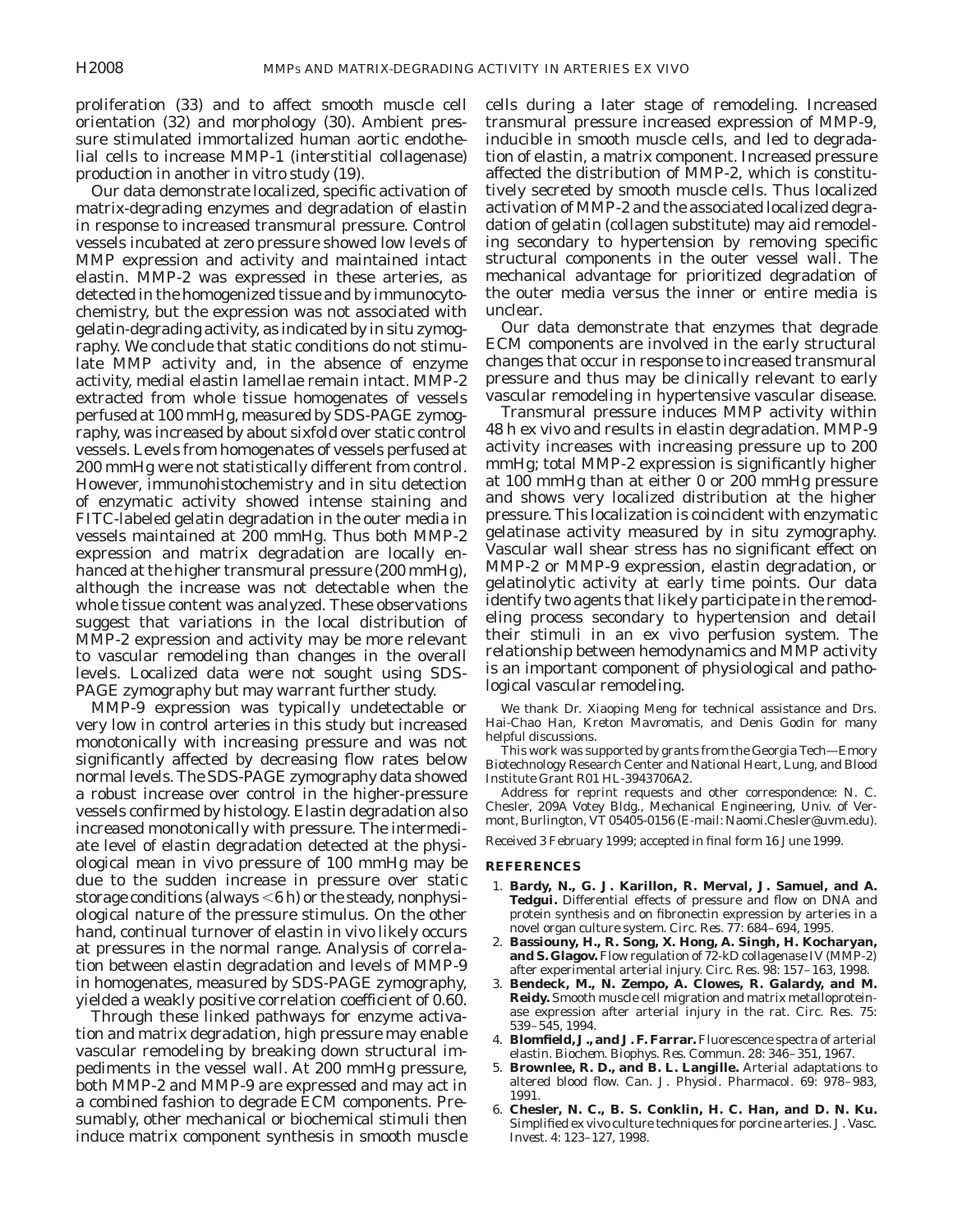proliferation (33) and to affect smooth muscle cell orientation (32) and morphology (30). Ambient pressure stimulated immortalized human aortic endothelial cells to increase MMP-1 (interstitial collagenase) production in another in vitro study (19).

Our data demonstrate localized, specific activation of matrix-degrading enzymes and degradation of elastin in response to increased transmural pressure. Control vessels incubated at zero pressure showed low levels of MMP expression and activity and maintained intact elastin. MMP-2 was expressed in these arteries, as detected in the homogenized tissue and by immunocytochemistry, but the expression was not associated with gelatin-degrading activity, as indicated by in situ zymography. We conclude that static conditions do not stimulate MMP activity and, in the absence of enzyme activity, medial elastin lamellae remain intact. MMP-2 extracted from whole tissue homogenates of vessels perfused at 100 mmHg, measured by SDS-PAGE zymography, was increased by about sixfold over static control vessels. Levels from homogenates of vessels perfused at 200 mmHg were not statistically different from control. However, immunohistochemistry and in situ detection of enzymatic activity showed intense staining and FITC-labeled gelatin degradation in the outer media in vessels maintained at 200 mmHg. Thus both MMP-2 expression and matrix degradation are locally enhanced at the higher transmural pressure (200 mmHg), although the increase was not detectable when the whole tissue content was analyzed. These observations suggest that variations in the local distribution of MMP-2 expression and activity may be more relevant to vascular remodeling than changes in the overall levels. Localized data were not sought using SDS-PAGE zymography but may warrant further study.

MMP-9 expression was typically undetectable or very low in control arteries in this study but increased monotonically with increasing pressure and was not significantly affected by decreasing flow rates below normal levels. The SDS-PAGE zymography data showed a robust increase over control in the higher-pressure vessels confirmed by histology. Elastin degradation also increased monotonically with pressure. The intermediate level of elastin degradation detected at the physiological mean in vivo pressure of 100 mmHg may be due to the sudden increase in pressure over static storage conditions (always $<$6 h) or the steady, nonphysiological nature of the pressure stimulus. On the other hand, continual turnover of elastin in vivo likely occurs at pressures in the normal range. Analysis of correlation between elastin degradation and levels of MMP-9 in homogenates, measured by SDS-PAGE zymography, yielded a weakly positive correlation coefficient of 0.60.

Through these linked pathways for enzyme activation and matrix degradation, high pressure may enable vascular remodeling by breaking down structural impediments in the vessel wall. At 200 mmHg pressure, both MMP-2 and MMP-9 are expressed and may act in a combined fashion to degrade ECM components. Presumably, other mechanical or biochemical stimuli then induce matrix component synthesis in smooth muscle cells during a later stage of remodeling. Increased transmural pressure increased expression of MMP-9, inducible in smooth muscle cells, and led to degradation of elastin, a matrix component. Increased pressure affected the distribution of MMP-2, which is constitutively secreted by smooth muscle cells. Thus localized activation of MMP-2 and the associated localized degradation of gelatin (collagen substitute) may aid remodeling secondary to hypertension by removing specific structural components in the outer vessel wall. The mechanical advantage for prioritized degradation of the outer media versus the inner or entire media is unclear.

Our data demonstrate that enzymes that degrade ECM components are involved in the early structural changes that occur in response to increased transmural pressure and thus may be clinically relevant to early vascular remodeling in hypertensive vascular disease.

Transmural pressure induces MMP activity within 48 h ex vivo and results in elastin degradation. MMP-9 activity increases with increasing pressure up to 200 mmHg; total MMP-2 expression is significantly higher at 100 mmHg than at either 0 or 200 mmHg pressure and shows very localized distribution at the higher pressure. This localization is coincident with enzymatic gelatinase activity measured by in situ zymography. Vascular wall shear stress has no significant effect on MMP-2 or MMP-9 expression, elastin degradation, or gelatinolytic activity at early time points. Our data identify two agents that likely participate in the remodeling process secondary to hypertension and detail their stimuli in an ex vivo perfusion system. The relationship between hemodynamics and MMP activity is an important component of physiological and pathological vascular remodeling.

We thank Dr. Xiaoping Meng for technical assistance and Drs. Hai-Chao Han, Kreton Mavromatis, and Denis Godin for many helpful discussions.

This work was supported by grants from the Georgia Tech—Emory Biotechnology Research Center and National Heart, Lung, and Blood Institute Grant R01 HL-3943706A2.

Address for reprint requests and other correspondence: N. C. Chesler, 209A Votey Bldg., Mechanical Engineering, Univ. of Vermont, Burlington, VT 05405-0156 (E-mail: Naomi.Chesler@uvm.edu).

Received 3 February 1999; accepted in final form 16 June 1999.

## REFERENCES

1. **Bardy, N., G. J. Karillon, R. Merval, J. Samuel, and A. Tedgui.** Differential effects of pressure and flow on DNA and protein synthesis and on fibronectin expression by arteries in a novel organ culture system. *Circ. Res.* 77: 684–694, 1995.
2. **Bassiouny, H., R. Song, X. Hong, A. Singh, H. Kocharyan, and S. Glagov.** Flow regulation of 72-kD collagenase IV (MMP-2) after experimental arterial injury. *Circ. Res.* 98: 157–163, 1998.
3. **Bendeck, M., N. Zempo, A. Clowes, R. Galardy, and M. Reidy.** Smooth muscle cell migration and matrix metalloproteinase expression after arterial injury in the rat. *Circ. Res.* 75: 539–545, 1994.
4. **Blomfield, J., and J. F. Farrar.** Fluorescence spectra of arterial elastin. *Biochem. Biophys. Res. Commun.* 28: 346–351, 1967.
5. **Brownlee, R. D., and B. L. Langille.** Arterial adaptations to altered blood flow. *Can. J. Physiol. Pharmacol.* 69: 978–983, 1991.
6. **Chesler, N. C., B. S. Conklin, H. C. Han, and D. N. Ku.** Simplified ex vivo culture techniques for porcine arteries. *J. Vasc. Invest.* 4: 123–127, 1998.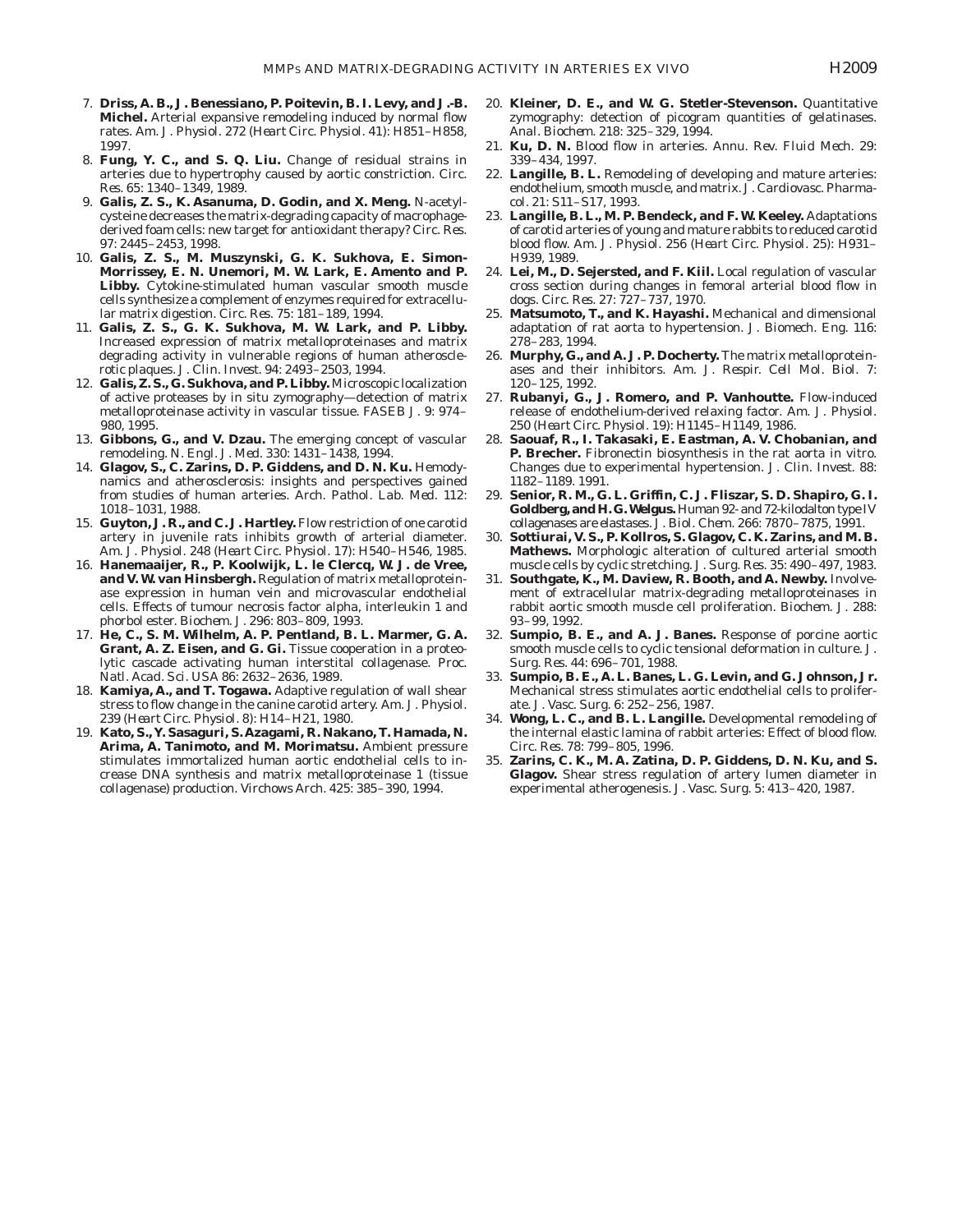7. **Driss, A. B., J. Benessiano, P. Poitevin, B. I. Levy, and J.-B. Michel.** Arterial expansive remodeling induced by normal flow rates. *Am. J. Physiol.* 272 (*Heart Circ. Physiol.* 41): H851–H858, 1997.
8. **Fung, Y. C., and S. Q. Liu.** Change of residual strains in arteries due to hypertrophy caused by aortic constriction. *Circ. Res.* 65: 1340–1349, 1989.
9. **Galis, Z. S., K. Asanuma, D. Godin, and X. Meng.** N-acetyl-cysteine decreases the matrix-degrading capacity of macrophage-derived foam cells: new target for antioxidant therapy? *Circ. Res.* 97: 2445–2453, 1998.
10. **Galis, Z. S., M. Muszynski, G. K. Sukhova, E. Simon-Morrissey, E. N. Unemori, M. W. Lark, E. Amento and P. Libby.** Cytokine-stimulated human vascular smooth muscle cells synthesize a complement of enzymes required for extracellular matrix digestion. *Circ. Res.* 75: 181–189, 1994.
11. **Galis, Z. S., G. K. Sukhova, M. W. Lark, and P. Libby.** Increased expression of matrix metalloproteinases and matrix degrading activity in vulnerable regions of human atherosclerotic plaques. *J. Clin. Invest.* 94: 2493–2503, 1994.
12. **Galis, Z. S., G. Sukhova, and P. Libby.** Microscopic localization of active proteases by in situ zymography—detection of matrix metalloproteinase activity in vascular tissue. *FASEB J.* 9: 974–980, 1995.
13. **Gibbons, G., and V. Dzau.** The emerging concept of vascular remodeling. *N. Engl. J. Med.* 330: 1431–1438, 1994.
14. **Glagov, S., C. Zarins, D. P. Giddens, and D. N. Ku.** Hemodynamics and atherosclerosis: insights and perspectives gained from studies of human arteries. *Arch. Pathol. Lab. Med.* 112: 1018–1031, 1988.
15. **Guyton, J. R., and C. J. Hartley.** Flow restriction of one carotid artery in juvenile rats inhibits growth of arterial diameter. *Am. J. Physiol.* 248 (*Heart Circ. Physiol.* 17): H540–H546, 1985.
16. **Hanemaaijer, R., P. Koolwijk, L. le Clercq, W. J. de Vree, and V. W. van Hinsbergh.** Regulation of matrix metalloproteinase expression in human vein and microvascular endothelial cells. Effects of tumour necrosis factor alpha, interleukin 1 and phorbol ester. *Biochem. J.* 296: 803–809, 1993.
17. **He, C., S. M. Wilhelm, A. P. Pentland, B. L. Marmer, G. A. Grant, A. Z. Eisen, and G. Gi.** Tissue cooperation in a proteolytic cascade activating human interstital collagenase. *Proc. Natl. Acad. Sci. USA* 86: 2632–2636, 1989.
18. **Kamiya, A., and T. Togawa.** Adaptive regulation of wall shear stress to flow change in the canine carotid artery. *Am. J. Physiol.* 239 (*Heart Circ. Physiol.* 8): H14–H21, 1980.
19. **Kato, S., Y. Sasaguri, S. Azagami, R. Nakano, T. Hamada, N. Arima, A. Tanimoto, and M. Morimatsu.** Ambient pressure stimulates immortalized human aortic endothelial cells to increase DNA synthesis and matrix metalloproteinase 1 (tissue collagenase) production. *Virchows Arch.* 425: 385–390, 1994.
20. **Kleiner, D. E., and W. G. Stetler-Stevenson.** Quantitative zymography: detection of picogram quantities of gelatinases. *Anal. Biochem.* 218: 325–329, 1994.
21. **Ku, D. N.** Blood flow in arteries. *Annu. Rev. Fluid Mech.* 29: 339–434, 1997.
22. **Langille, B. L.** Remodeling of developing and mature arteries: endothelium, smooth muscle, and matrix. *J. Cardiovasc. Pharmacol.* 21: S11–S17, 1993.
23. **Langille, B. L., M. P. Bendeck, and F. W. Keeley.** Adaptations of carotid arteries of young and mature rabbits to reduced carotid blood flow. *Am. J. Physiol.* 256 (*Heart Circ. Physiol.* 25): H931–H939, 1989.
24. **Lei, M., D. Sejersted, and F. Kiil.** Local regulation of vascular cross section during changes in femoral arterial blood flow in dogs. *Circ. Res.* 27: 727–737, 1970.
25. **Matsumoto, T., and K. Hayashi.** Mechanical and dimensional adaptation of rat aorta to hypertension. *J. Biomech. Eng.* 116: 278–283, 1994.
26. **Murphy, G., and A. J. P. Docherty.** The matrix metalloproteinases and their inhibitors. *Am. J. Respir. Cell Mol. Biol.* 7: 120–125, 1992.
27. **Rubanyi, G., J. Romero, and P. Vanhoutte.** Flow-induced release of endothelium-derived relaxing factor. *Am. J. Physiol.* 250 (*Heart Circ. Physiol.* 19): H1145–H1149, 1986.
28. **Saouaf, R., I. Takasaki, E. Eastman, A. V. Chobanian, and P. Brecher.** Fibronectin biosynthesis in the rat aorta in vitro. Changes due to experimental hypertension. *J. Clin. Invest.* 88: 1182–1189. 1991.
29. **Senior, R. M., G. L. Griffin, C. J. Fliszar, S. D. Shapiro, G. I. Goldberg, and H. G. Welgus.** Human 92- and 72-kilodalton type IV collagenases are elastases. *J. Biol. Chem.* 266: 7870–7875, 1991.
30. **Sottiurai, V. S., P. Kollros, S. Glagov, C. K. Zarins, and M. B. Mathews.** Morphologic alteration of cultured arterial smooth muscle cells by cyclic stretching. *J. Surg. Res.* 35: 490–497, 1983.
31. **Southgate, K., M. Daview, R. Booth, and A. Newby.** Involvement of extracellular matrix-degrading metalloproteinases in rabbit aortic smooth muscle cell proliferation. *Biochem. J.* 288: 93–99, 1992.
32. **Sumpio, B. E., and A. J. Banes.** Response of porcine aortic smooth muscle cells to cyclic tensional deformation in culture. *J. Surg. Res.* 44: 696–701, 1988.
33. **Sumpio, B. E., A. L. Banes, L. G. Levin, and G. Johnson, Jr.** Mechanical stress stimulates aortic endothelial cells to proliferate. *J. Vasc. Surg.* 6: 252–256, 1987.
34. **Wong, L. C., and B. L. Langille.** Developmental remodeling of the internal elastic lamina of rabbit arteries: Effect of blood flow. *Circ. Res.* 78: 799–805, 1996.
35. **Zarins, C. K., M. A. Zatina, D. P. Giddens, D. N. Ku, and S. Glagov.** Shear stress regulation of artery lumen diameter in experimental atherogenesis. *J. Vasc. Surg.* 5: 413–420, 1987.